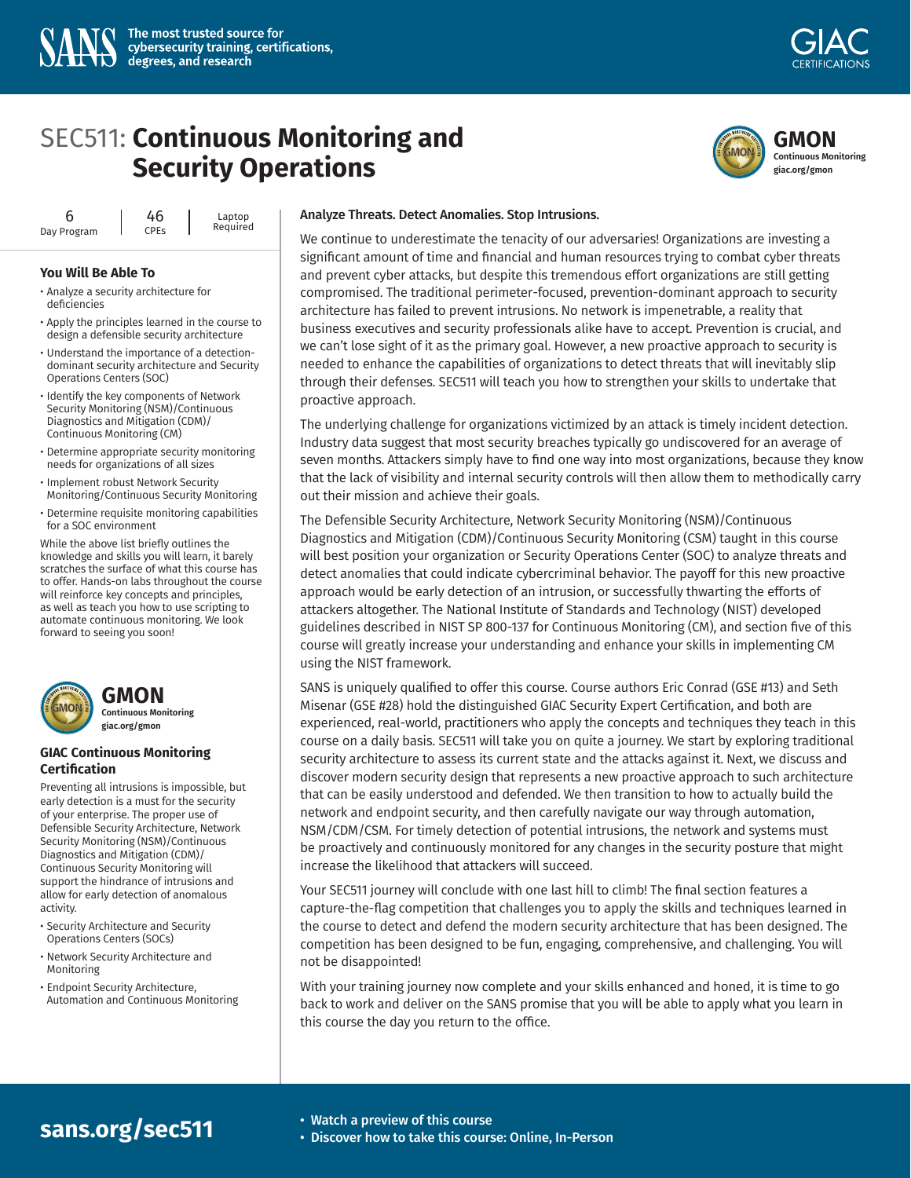SANS — The most trusted source for cybersecurity training, certifications, degrees, and research

GIAC CERTIFICATIONS

# SEC511: Continuous Monitoring and Security Operations

**GMON**
Continuous Monitoring
giac.org/gmon

6 Day Program | 46 CPEs | Laptop Required

## You Will Be Able To

- Analyze a security architecture for deficiencies
- Apply the principles learned in the course to design a defensible security architecture
- Understand the importance of a detection-dominant security architecture and Security Operations Centers (SOC)
- Identify the key components of Network Security Monitoring (NSM)/Continuous Diagnostics and Mitigation (CDM)/Continuous Monitoring (CM)
- Determine appropriate security monitoring needs for organizations of all sizes
- Implement robust Network Security Monitoring/Continuous Security Monitoring
- Determine requisite monitoring capabilities for a SOC environment

While the above list briefly outlines the knowledge and skills you will learn, it barely scratches the surface of what this course has to offer. Hands-on labs throughout the course will reinforce key concepts and principles, as well as teach you how to use scripting to automate continuous monitoring. We look forward to seeing you soon!

**GMON**
Continuous Monitoring
giac.org/gmon

### GIAC Continuous Monitoring Certification

Preventing all intrusions is impossible, but early detection is a must for the security of your enterprise. The proper use of Defensible Security Architecture, Network Security Monitoring (NSM)/Continuous Diagnostics and Mitigation (CDM)/Continuous Security Monitoring will support the hindrance of intrusions and allow for early detection of anomalous activity.

- Security Architecture and Security Operations Centers (SOCs)
- Network Security Architecture and Monitoring
- Endpoint Security Architecture, Automation and Continuous Monitoring

## Analyze Threats. Detect Anomalies. Stop Intrusions.

We continue to underestimate the tenacity of our adversaries! Organizations are investing a significant amount of time and financial and human resources trying to combat cyber threats and prevent cyber attacks, but despite this tremendous effort organizations are still getting compromised. The traditional perimeter-focused, prevention-dominant approach to security architecture has failed to prevent intrusions. No network is impenetrable, a reality that business executives and security professionals alike have to accept. Prevention is crucial, and we can't lose sight of it as the primary goal. However, a new proactive approach to security is needed to enhance the capabilities of organizations to detect threats that will inevitably slip through their defenses. SEC511 will teach you how to strengthen your skills to undertake that proactive approach.

The underlying challenge for organizations victimized by an attack is timely incident detection. Industry data suggest that most security breaches typically go undiscovered for an average of seven months. Attackers simply have to find one way into most organizations, because they know that the lack of visibility and internal security controls will then allow them to methodically carry out their mission and achieve their goals.

The Defensible Security Architecture, Network Security Monitoring (NSM)/Continuous Diagnostics and Mitigation (CDM)/Continuous Security Monitoring (CSM) taught in this course will best position your organization or Security Operations Center (SOC) to analyze threats and detect anomalies that could indicate cybercriminal behavior. The payoff for this new proactive approach would be early detection of an intrusion, or successfully thwarting the efforts of attackers altogether. The National Institute of Standards and Technology (NIST) developed guidelines described in NIST SP 800-137 for Continuous Monitoring (CM), and section five of this course will greatly increase your understanding and enhance your skills in implementing CM using the NIST framework.

SANS is uniquely qualified to offer this course. Course authors Eric Conrad (GSE #13) and Seth Misenar (GSE #28) hold the distinguished GIAC Security Expert Certification, and both are experienced, real-world, practitioners who apply the concepts and techniques they teach in this course on a daily basis. SEC511 will take you on quite a journey. We start by exploring traditional security architecture to assess its current state and the attacks against it. Next, we discuss and discover modern security design that represents a new proactive approach to such architecture that can be easily understood and defended. We then transition to how to actually build the network and endpoint security, and then carefully navigate our way through automation, NSM/CDM/CSM. For timely detection of potential intrusions, the network and systems must be proactively and continuously monitored for any changes in the security posture that might increase the likelihood that attackers will succeed.

Your SEC511 journey will conclude with one last hill to climb! The final section features a capture-the-flag competition that challenges you to apply the skills and techniques learned in the course to detect and defend the modern security architecture that has been designed. The competition has been designed to be fun, engaging, comprehensive, and challenging. You will not be disappointed!

With your training journey now complete and your skills enhanced and honed, it is time to go back to work and deliver on the SANS promise that you will be able to apply what you learn in this course the day you return to the office.

**sans.org/sec511**

- Watch a preview of this course
- Discover how to take this course: Online, In-Person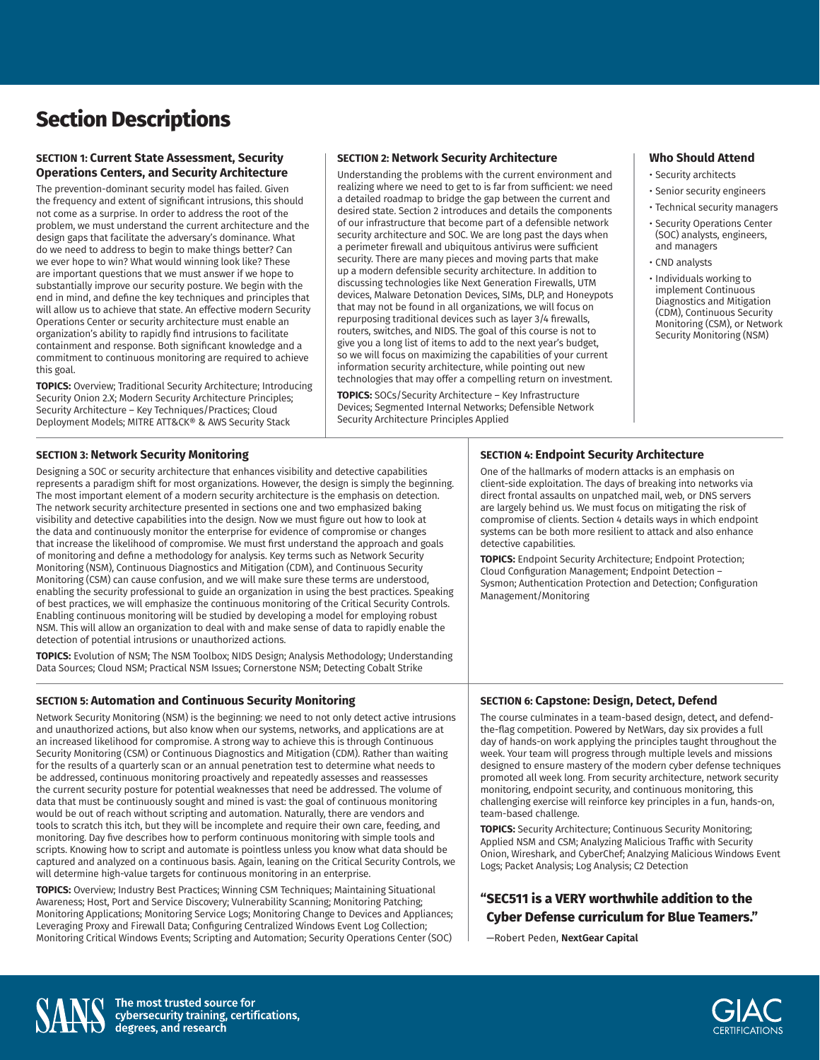# Section Descriptions

### SECTION 1: Current State Assessment, Security Operations Centers, and Security Architecture

The prevention-dominant security model has failed. Given the frequency and extent of significant intrusions, this should not come as a surprise. In order to address the root of the problem, we must understand the current architecture and the design gaps that facilitate the adversary's dominance. What do we need to address to begin to make things better? Can we ever hope to win? What would winning look like? These are important questions that we must answer if we hope to substantially improve our security posture. We begin with the end in mind, and define the key techniques and principles that will allow us to achieve that state. An effective modern Security Operations Center or security architecture must enable an organization's ability to rapidly find intrusions to facilitate containment and response. Both significant knowledge and a commitment to continuous monitoring are required to achieve this goal.

**TOPICS:** Overview; Traditional Security Architecture; Introducing Security Onion 2.X; Modern Security Architecture Principles; Security Architecture – Key Techniques/Practices; Cloud Deployment Models; MITRE ATT&CK® & AWS Security Stack

### SECTION 2: Network Security Architecture

Understanding the problems with the current environment and realizing where we need to get to is far from sufficient: we need a detailed roadmap to bridge the gap between the current and desired state. Section 2 introduces and details the components of our infrastructure that become part of a defensible network security architecture and SOC. We are long past the days when a perimeter firewall and ubiquitous antivirus were sufficient security. There are many pieces and moving parts that make up a modern defensible security architecture. In addition to discussing technologies like Next Generation Firewalls, UTM devices, Malware Detonation Devices, SIMs, DLP, and Honeypots that may not be found in all organizations, we will focus on repurposing traditional devices such as layer 3/4 firewalls, routers, switches, and NIDS. The goal of this course is not to give you a long list of items to add to the next year's budget, so we will focus on maximizing the capabilities of your current information security architecture, while pointing out new technologies that may offer a compelling return on investment.

**TOPICS:** SOCs/Security Architecture – Key Infrastructure Devices; Segmented Internal Networks; Defensible Network Security Architecture Principles Applied

### Who Should Attend

- Security architects
- Senior security engineers
- Technical security managers
- Security Operations Center (SOC) analysts, engineers, and managers
- CND analysts
- Individuals working to implement Continuous Diagnostics and Mitigation (CDM), Continuous Security Monitoring (CSM), or Network Security Monitoring (NSM)

### SECTION 3: Network Security Monitoring

Designing a SOC or security architecture that enhances visibility and detective capabilities represents a paradigm shift for most organizations. However, the design is simply the beginning. The most important element of a modern security architecture is the emphasis on detection. The network security architecture presented in sections one and two emphasized baking visibility and detective capabilities into the design. Now we must figure out how to look at the data and continuously monitor the enterprise for evidence of compromise or changes that increase the likelihood of compromise. We must first understand the approach and goals of monitoring and define a methodology for analysis. Key terms such as Network Security Monitoring (NSM), Continuous Diagnostics and Mitigation (CDM), and Continuous Security Monitoring (CSM) can cause confusion, and we will make sure these terms are understood, enabling the security professional to guide an organization in using the best practices. Speaking of best practices, we will emphasize the continuous monitoring of the Critical Security Controls. Enabling continuous monitoring will be studied by developing a model for employing robust NSM. This will allow an organization to deal with and make sense of data to rapidly enable the detection of potential intrusions or unauthorized actions.

**TOPICS:** Evolution of NSM; The NSM Toolbox; NIDS Design; Analysis Methodology; Understanding Data Sources; Cloud NSM; Practical NSM Issues; Cornerstone NSM; Detecting Cobalt Strike

### SECTION 4: Endpoint Security Architecture

One of the hallmarks of modern attacks is an emphasis on client-side exploitation. The days of breaking into networks via direct frontal assaults on unpatched mail, web, or DNS servers are largely behind us. We must focus on mitigating the risk of compromise of clients. Section 4 details ways in which endpoint systems can be both more resilient to attack and also enhance detective capabilities.

**TOPICS:** Endpoint Security Architecture; Endpoint Protection; Cloud Configuration Management; Endpoint Detection – Sysmon; Authentication Protection and Detection; Configuration Management/Monitoring

### SECTION 5: Automation and Continuous Security Monitoring

Network Security Monitoring (NSM) is the beginning: we need to not only detect active intrusions and unauthorized actions, but also know when our systems, networks, and applications are at an increased likelihood for compromise. A strong way to achieve this is through Continuous Security Monitoring (CSM) or Continuous Diagnostics and Mitigation (CDM). Rather than waiting for the results of a quarterly scan or an annual penetration test to determine what needs to be addressed, continuous monitoring proactively and repeatedly assesses and reassesses the current security posture for potential weaknesses that need be addressed. The volume of data that must be continuously sought and mined is vast: the goal of continuous monitoring would be out of reach without scripting and automation. Naturally, there are vendors and tools to scratch this itch, but they will be incomplete and require their own care, feeding, and monitoring. Day five describes how to perform continuous monitoring with simple tools and scripts. Knowing how to script and automate is pointless unless you know what data should be captured and analyzed on a continuous basis. Again, leaning on the Critical Security Controls, we will determine high-value targets for continuous monitoring in an enterprise.

**TOPICS:** Overview; Industry Best Practices; Winning CSM Techniques; Maintaining Situational Awareness; Host, Port and Service Discovery; Vulnerability Scanning; Monitoring Patching; Monitoring Applications; Monitoring Service Logs; Monitoring Change to Devices and Appliances; Leveraging Proxy and Firewall Data; Configuring Centralized Windows Event Log Collection; Monitoring Critical Windows Events; Scripting and Automation; Security Operations Center (SOC)

### SECTION 6: Capstone: Design, Detect, Defend

The course culminates in a team-based design, detect, and defend-the-flag competition. Powered by NetWars, day six provides a full day of hands-on work applying the principles taught throughout the week. Your team will progress through multiple levels and missions designed to ensure mastery of the modern cyber defense techniques promoted all week long. From security architecture, network security monitoring, endpoint security, and continuous monitoring, this challenging exercise will reinforce key principles in a fun, hands-on, team-based challenge.

**TOPICS:** Security Architecture; Continuous Security Monitoring; Applied NSM and CSM; Analyzing Malicious Traffic with Security Onion, Wireshark, and CyberChef; Analzying Malicious Windows Event Logs; Packet Analysis; Log Analysis; C2 Detection

**"SEC511 is a VERY worthwhile addition to the Cyber Defense curriculum for Blue Teamers."**

—Robert Peden, **NextGear Capital**

SANS The most trusted source for cybersecurity training, certifications, degrees, and research

GIAC CERTIFICATIONS